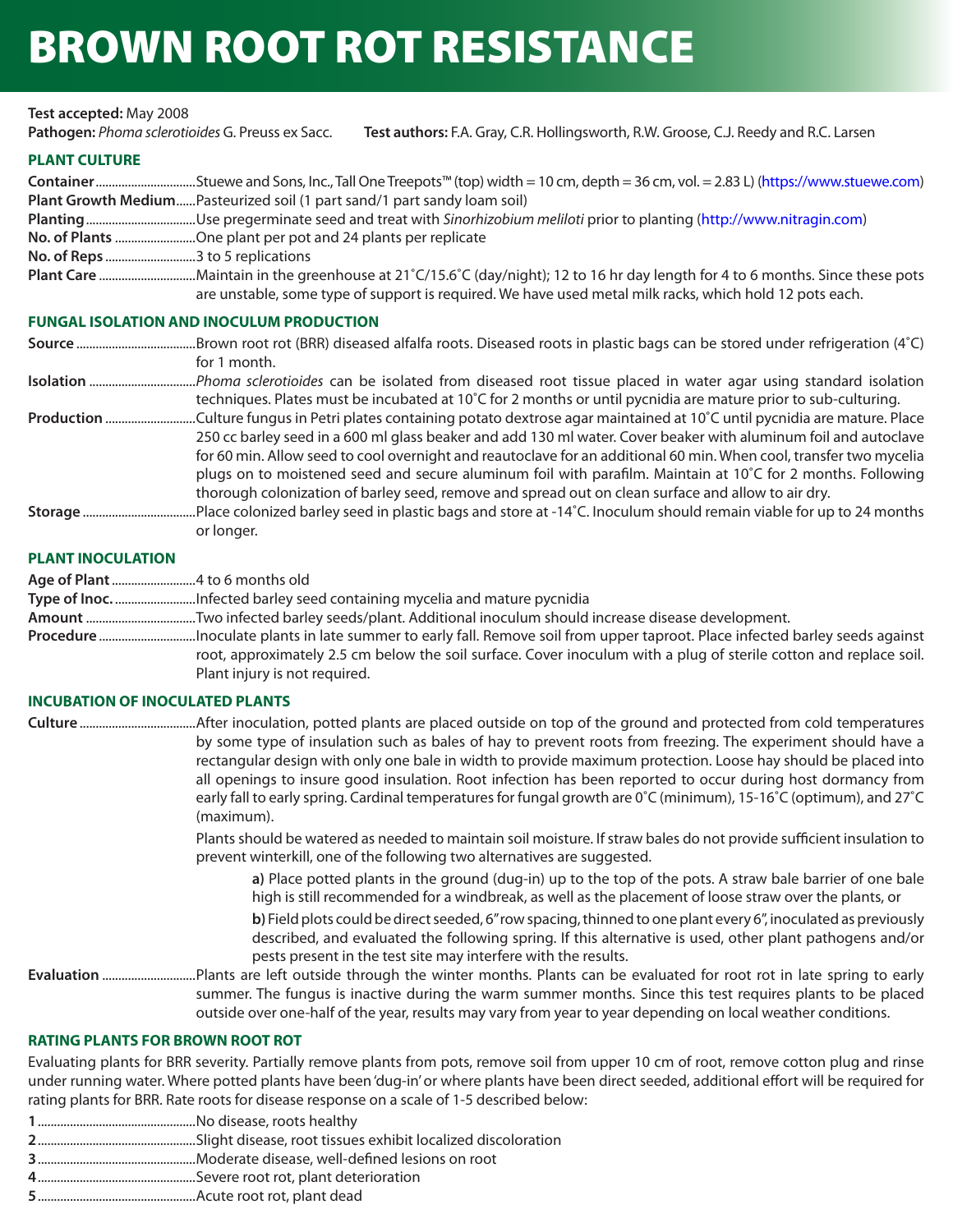# BROWN ROOT ROT RESISTANCE

**Test accepted:** May 2008

**Pathogen:** *Phoma sclerotioides* G. Preuss ex Sacc.   **Test authors:** F.A. Gray, C.R. Hollingsworth, R.W. Groose, C.J. Reedy and R.C. Larsen

## PLANT CULTURE

**Container** ............... Stuewe and Sons, Inc., Tall One Treepots™ (top) width = 10 cm, depth = 36 cm, vol. = 2.83 L) (https://www.stuewe.com)

**Plant Growth Medium** ...... Pasteurized soil (1 part sand/1 part sandy loam soil)

**Planting** ............... Use pregerminate seed and treat with *Sinorhizobium meliloti* prior to planting (http://www.nitragin.com)

**No. of Plants** ............... One plant per pot and 24 plants per replicate

**No. of Reps** ............... 3 to 5 replications

**Plant Care** ............... Maintain in the greenhouse at 21˚C/15.6˚C (day/night); 12 to 16 hr day length for 4 to 6 months. Since these pots are unstable, some type of support is required. We have used metal milk racks, which hold 12 pots each.

## FUNGAL ISOLATION AND INOCULUM PRODUCTION

**Source** ............... Brown root rot (BRR) diseased alfalfa roots. Diseased roots in plastic bags can be stored under refrigeration (4˚C) for 1 month.

**Isolation** ............... *Phoma sclerotioides* can be isolated from diseased root tissue placed in water agar using standard isolation techniques. Plates must be incubated at 10˚C for 2 months or until pycnidia are mature prior to sub-culturing.

**Production** ............... Culture fungus in Petri plates containing potato dextrose agar maintained at 10˚C until pycnidia are mature. Place 250 cc barley seed in a 600 ml glass beaker and add 130 ml water. Cover beaker with aluminum foil and autoclave for 60 min. Allow seed to cool overnight and reautoclave for an additional 60 min. When cool, transfer two mycelia plugs on to moistened seed and secure aluminum foil with parafilm. Maintain at 10˚C for 2 months. Following thorough colonization of barley seed, remove and spread out on clean surface and allow to air dry.

**Storage** ............... Place colonized barley seed in plastic bags and store at -14˚C. Inoculum should remain viable for up to 24 months or longer.

## PLANT INOCULATION

**Age of Plant** ............... 4 to 6 months old

**Type of Inoc.** ............... Infected barley seed containing mycelia and mature pycnidia

**Amount** ............... Two infected barley seeds/plant. Additional inoculum should increase disease development.

**Procedure** ............... Inoculate plants in late summer to early fall. Remove soil from upper taproot. Place infected barley seeds against root, approximately 2.5 cm below the soil surface. Cover inoculum with a plug of sterile cotton and replace soil. Plant injury is not required.

## INCUBATION OF INOCULATED PLANTS

**Culture** ............... After inoculation, potted plants are placed outside on top of the ground and protected from cold temperatures by some type of insulation such as bales of hay to prevent roots from freezing. The experiment should have a rectangular design with only one bale in width to provide maximum protection. Loose hay should be placed into all openings to insure good insulation. Root infection has been reported to occur during host dormancy from early fall to early spring. Cardinal temperatures for fungal growth are 0˚C (minimum), 15-16˚C (optimum), and 27˚C (maximum).

Plants should be watered as needed to maintain soil moisture. If straw bales do not provide sufficient insulation to prevent winterkill, one of the following two alternatives are suggested.

**a)** Place potted plants in the ground (dug-in) up to the top of the pots. A straw bale barrier of one bale high is still recommended for a windbreak, as well as the placement of loose straw over the plants, or

**b)** Field plots could be direct seeded, 6" row spacing, thinned to one plant every 6", inoculated as previously described, and evaluated the following spring. If this alternative is used, other plant pathogens and/or pests present in the test site may interfere with the results.

**Evaluation** ............... Plants are left outside through the winter months. Plants can be evaluated for root rot in late spring to early summer. The fungus is inactive during the warm summer months. Since this test requires plants to be placed outside over one-half of the year, results may vary from year to year depending on local weather conditions.

## RATING PLANTS FOR BROWN ROOT ROT

Evaluating plants for BRR severity. Partially remove plants from pots, remove soil from upper 10 cm of root, remove cotton plug and rinse under running water. Where potted plants have been 'dug-in' or where plants have been direct seeded, additional effort will be required for rating plants for BRR. Rate roots for disease response on a scale of 1-5 described below:

**1** ............... No disease, roots healthy

**2** ............... Slight disease, root tissues exhibit localized discoloration

**3** ............... Moderate disease, well-defined lesions on root

**4** ............... Severe root rot, plant deterioration

**5** ............... Acute root rot, plant dead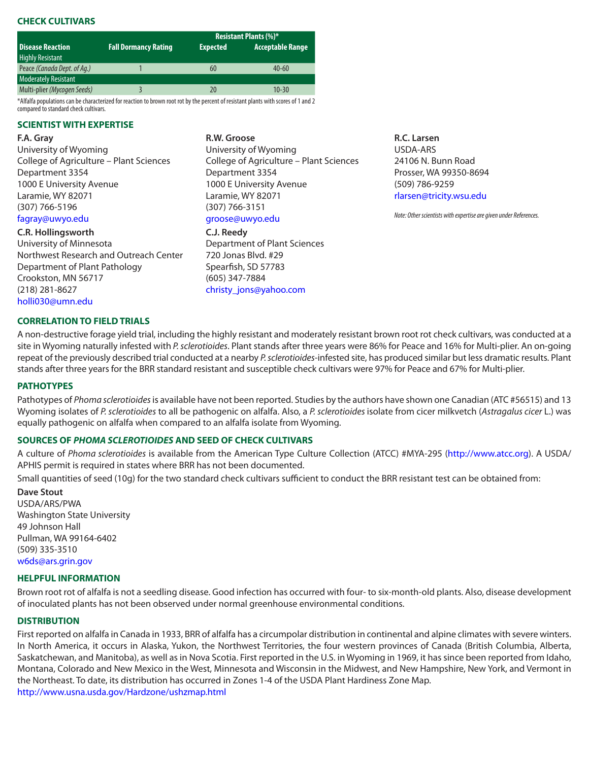## CHECK CULTIVARS

| Disease Reaction | Fall Dormancy Rating | Resistant Plants (%)* | |
|---|---|---|---|
| | | Expected | Acceptable Range |
| Highly Resistant | | | |
| Peace *(Canada Dept. of Ag.)* | 1 | 60 | 40-60 |
| Moderately Resistant | | | |
| Multi-plier *(Mycogen Seeds)* | 3 | 20 | 10-30 |

*Alfalfa populations can be characterized for reaction to brown root rot by the percent of resistant plants with scores of 1 and 2 compared to standard check cultivars.

## SCIENTIST WITH EXPERTISE

**F.A. Gray**
University of Wyoming
College of Agriculture – Plant Sciences
Department 3354
1000 E University Avenue
Laramie, WY 82071
(307) 766-5196
fagray@uwyo.edu

**C.R. Hollingsworth**
University of Minnesota
Northwest Research and Outreach Center
Department of Plant Pathology
Crookston, MN 56717
(218) 281-8627
holli030@umn.edu

**R.W. Groose**
University of Wyoming
College of Agriculture – Plant Sciences
Department 3354
1000 E University Avenue
Laramie, WY 82071
(307) 766-3151
groose@uwyo.edu

**C.J. Reedy**
Department of Plant Sciences
720 Jonas Blvd. #29
Spearfish, SD 57783
(605) 347-7884
christy_jons@yahoo.com

**R.C. Larsen**
USDA-ARS
24106 N. Bunn Road
Prosser, WA 99350-8694
(509) 786-9259
rlarsen@tricity.wsu.edu

*Note: Other scientists with expertise are given under References.*

## CORRELATION TO FIELD TRIALS

A non-destructive forage yield trial, including the highly resistant and moderately resistant brown root rot check cultivars, was conducted at a site in Wyoming naturally infested with *P. sclerotioides*. Plant stands after three years were 86% for Peace and 16% for Multi-plier. An on-going repeat of the previously described trial conducted at a nearby *P. sclerotioides*-infested site, has produced similar but less dramatic results. Plant stands after three years for the BRR standard resistant and susceptible check cultivars were 97% for Peace and 67% for Multi-plier.

## PATHOTYPES

Pathotypes of *Phoma sclerotioides* is available have not been reported. Studies by the authors have shown one Canadian (ATC #56515) and 13 Wyoming isolates of *P. sclerotioides* to all be pathogenic on alfalfa. Also, a *P. sclerotioides* isolate from cicer milkvetch (*Astragalus cicer* L.) was equally pathogenic on alfalfa when compared to an alfalfa isolate from Wyoming.

## SOURCES OF *PHOMA SCLEROTIOIDES* AND SEED OF CHECK CULTIVARS

A culture of *Phoma sclerotioides* is available from the American Type Culture Collection (ATCC) #MYA-295 (http://www.atcc.org). A USDA/APHIS permit is required in states where BRR has not been documented.

Small quantities of seed (10g) for the two standard check cultivars sufficient to conduct the BRR resistant test can be obtained from:

**Dave Stout**
USDA/ARS/PWA
Washington State University
49 Johnson Hall
Pullman, WA 99164-6402
(509) 335-3510
w6ds@ars.grin.gov

## HELPFUL INFORMATION

Brown root rot of alfalfa is not a seedling disease. Good infection has occurred with four- to six-month-old plants. Also, disease development of inoculated plants has not been observed under normal greenhouse environmental conditions.

## DISTRIBUTION

First reported on alfalfa in Canada in 1933, BRR of alfalfa has a circumpolar distribution in continental and alpine climates with severe winters. In North America, it occurs in Alaska, Yukon, the Northwest Territories, the four western provinces of Canada (British Columbia, Alberta, Saskatchewan, and Manitoba), as well as in Nova Scotia. First reported in the U.S. in Wyoming in 1969, it has since been reported from Idaho, Montana, Colorado and New Mexico in the West, Minnesota and Wisconsin in the Midwest, and New Hampshire, New York, and Vermont in the Northeast. To date, its distribution has occurred in Zones 1-4 of the USDA Plant Hardiness Zone Map.
http://www.usna.usda.gov/Hardzone/ushzmap.html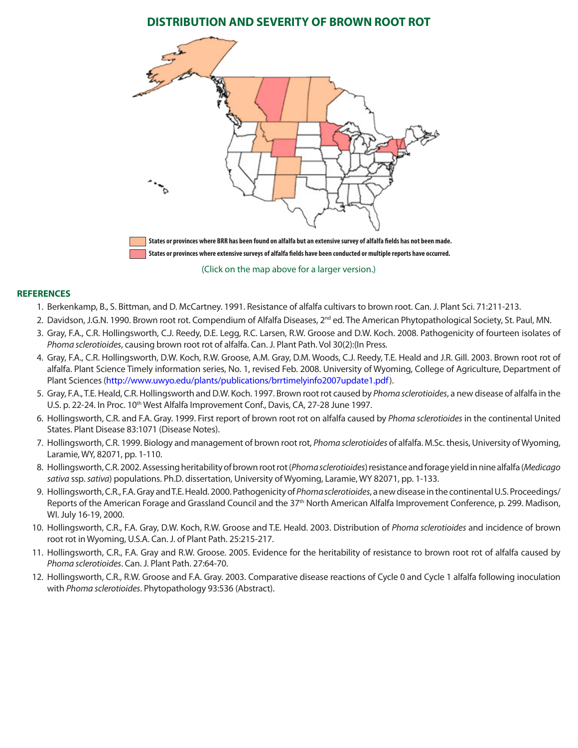## DISTRIBUTION AND SEVERITY OF BROWN ROOT ROT

States or provinces where BRR has been found on alfalfa but an extensive survey of alfalfa fields has not been made.

States or provinces where extensive surveys of alfalfa fields have been conducted or multiple reports have occurred.

(Click on the map above for a larger version.)

### REFERENCES

1. Berkenkamp, B., S. Bittman, and D. McCartney. 1991. Resistance of alfalfa cultivars to brown root. Can. J. Plant Sci. 71:211-213.
2. Davidson, J.G.N. 1990. Brown root rot. Compendium of Alfalfa Diseases, 2nd ed. The American Phytopathological Society, St. Paul, MN.
3. Gray, F.A., C.R. Hollingsworth, C.J. Reedy, D.E. Legg, R.C. Larsen, R.W. Groose and D.W. Koch. 2008. Pathogenicity of fourteen isolates of *Phoma sclerotioides*, causing brown root rot of alfalfa. Can. J. Plant Path. Vol 30(2):(In Press.
4. Gray, F.A., C.R. Hollingsworth, D.W. Koch, R.W. Groose, A.M. Gray, D.M. Woods, C.J. Reedy, T.E. Heald and J.R. Gill. 2003. Brown root rot of alfalfa. Plant Science Timely information series, No. 1, revised Feb. 2008. University of Wyoming, College of Agriculture, Department of Plant Sciences (http://www.uwyo.edu/plants/publications/brrtimelyinfo2007update1.pdf).
5. Gray, F.A., T.E. Heald, C.R. Hollingsworth and D.W. Koch. 1997. Brown root rot caused by *Phoma sclerotioides*, a new disease of alfalfa in the U.S. p. 22-24. In Proc. 10th West Alfalfa Improvement Conf., Davis, CA, 27-28 June 1997.
6. Hollingsworth, C.R. and F.A. Gray. 1999. First report of brown root rot on alfalfa caused by *Phoma sclerotioides* in the continental United States. Plant Disease 83:1071 (Disease Notes).
7. Hollingsworth, C.R. 1999. Biology and management of brown root rot, *Phoma sclerotioides* of alfalfa. M.Sc. thesis, University of Wyoming, Laramie, WY, 82071, pp. 1-110.
8. Hollingsworth, C.R. 2002. Assessing heritability of brown root rot (*Phoma sclerotioides*) resistance and forage yield in nine alfalfa (*Medicago sativa* ssp. *sativa*) populations. Ph.D. dissertation, University of Wyoming, Laramie, WY 82071, pp. 1-133.
9. Hollingsworth, C.R., F.A. Gray and T.E. Heald. 2000. Pathogenicity of *Phoma sclerotioides*, a new disease in the continental U.S. Proceedings/ Reports of the American Forage and Grassland Council and the 37th North American Alfalfa Improvement Conference, p. 299. Madison, WI. July 16-19, 2000.
10. Hollingsworth, C.R., F.A. Gray, D.W. Koch, R.W. Groose and T.E. Heald. 2003. Distribution of *Phoma sclerotioides* and incidence of brown root rot in Wyoming, U.S.A. Can. J. of Plant Path. 25:215-217.
11. Hollingsworth, C.R., F.A. Gray and R.W. Groose. 2005. Evidence for the heritability of resistance to brown root rot of alfalfa caused by *Phoma sclerotioides*. Can. J. Plant Path. 27:64-70.
12. Hollingsworth, C.R., R.W. Groose and F.A. Gray. 2003. Comparative disease reactions of Cycle 0 and Cycle 1 alfalfa following inoculation with *Phoma sclerotioides*. Phytopathology 93:536 (Abstract).